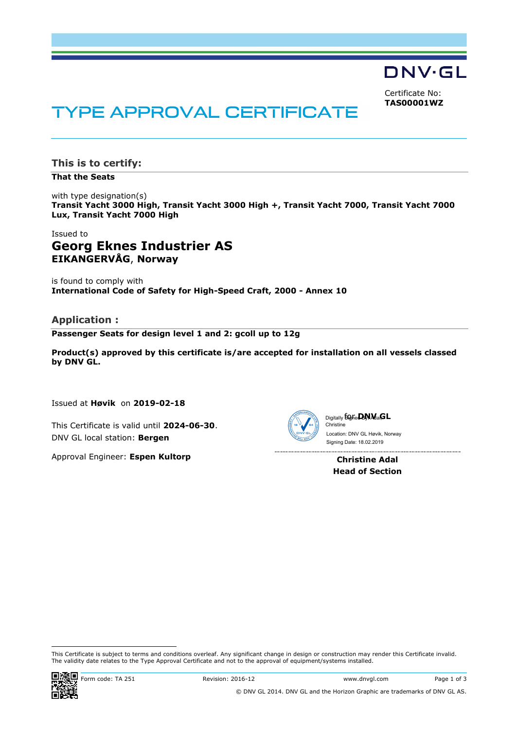DNV·GL

Certificate No:
**TAS00001WZ**

# TYPE APPROVAL CERTIFICATE

## This is to certify:

**That the Seats**

with type designation(s)
**Transit Yacht 3000 High, Transit Yacht 3000 High +, Transit Yacht 7000, Transit Yacht 7000 Lux, Transit Yacht 7000 High**

Issued to
## Georg Eknes Industrier AS
**EIKANGERVÅG**, **Norway**

is found to comply with
**International Code of Safety for High-Speed Craft, 2000 - Annex 10**

## Application :

**Passenger Seats for design level 1 and 2: gcoll up to 12g**

**Product(s) approved by this certificate is/are accepted for installation on all vessels classed by DNV GL.**

Issued at **Høvik** on **2019-02-18**

This Certificate is valid until **2024-06-30**.
DNV GL local station: **Bergen**

Approval Engineer: **Espen Kultorp**

for **DNV GL**

Digitally Signed By: Adal, Christine
Location: DNV GL Høvik, Norway
Signing Date: 18.02.2019

**Christine Adal**
**Head of Section**

This Certificate is subject to terms and conditions overleaf. Any significant change in design or construction may render this Certificate invalid. The validity date relates to the Type Approval Certificate and not to the approval of equipment/systems installed.

Form code: TA 251 Revision: 2016-12 www.dnvgl.com

© DNV GL 2014. DNV GL and the Horizon Graphic are trademarks of DNV GL AS.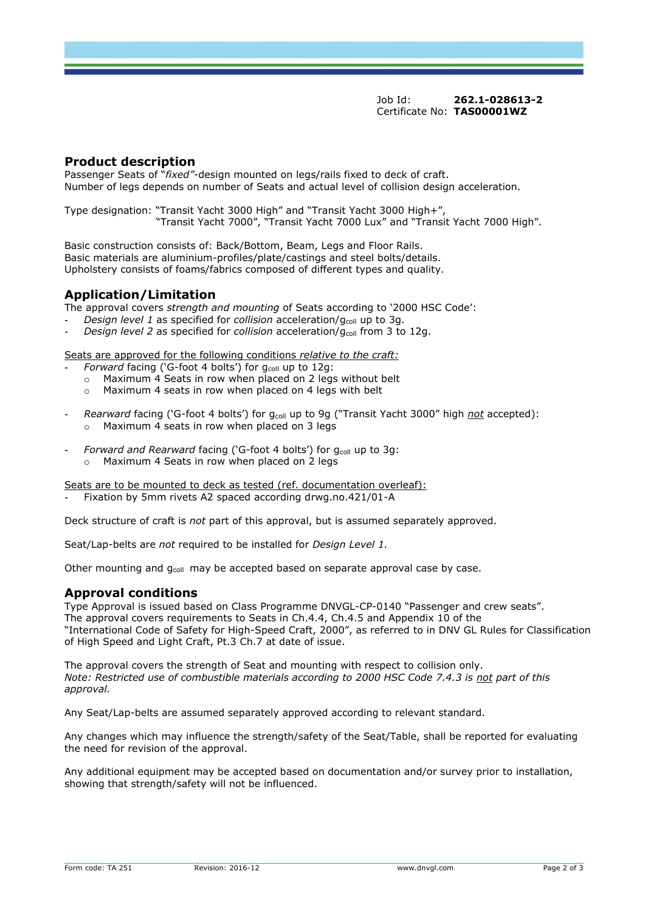Job Id: **262.1-028613-2**
Certificate No: **TAS00001WZ**

## Product description

Passenger Seats of "*fixed"*-design mounted on legs/rails fixed to deck of craft.
Number of legs depends on number of Seats and actual level of collision design acceleration.

Type designation: "Transit Yacht 3000 High" and "Transit Yacht 3000 High+",
"Transit Yacht 7000", "Transit Yacht 7000 Lux" and "Transit Yacht 7000 High".

Basic construction consists of: Back/Bottom, Beam, Legs and Floor Rails.
Basic materials are aluminium-profiles/plate/castings and steel bolts/details.
Upholstery consists of foams/fabrics composed of different types and quality.

## Application/Limitation

The approval covers *strength and mounting* of Seats according to '2000 HSC Code':

- *Design level 1* as specified for *collision* acceleration/$g_{coll}$ up to 3g.
- *Design level 2* as specified for *collision* acceleration/$g_{coll}$ from 3 to 12g.

Seats are approved for the following conditions *relative to the craft:*

- *Forward* facing ('G-foot 4 bolts') for $g_{coll}$ up to 12g:
  - Maximum 4 Seats in row when placed on 2 legs without belt
  - Maximum 4 seats in row when placed on 4 legs with belt
- *Rearward* facing ('G-foot 4 bolts') for $g_{coll}$ up to 9g ("Transit Yacht 3000" high *not* accepted):
  - Maximum 4 seats in row when placed on 3 legs
- *Forward and Rearward* facing ('G-foot 4 bolts') for $g_{coll}$ up to 3g:
  - Maximum 4 Seats in row when placed on 2 legs

Seats are to be mounted to deck as tested (ref. documentation overleaf):

- Fixation by 5mm rivets A2 spaced according drwg.no.421/01-A

Deck structure of craft is *not* part of this approval, but is assumed separately approved.

Seat/Lap-belts are *not* required to be installed for *Design Level 1.*

Other mounting and $g_{coll}$ may be accepted based on separate approval case by case.

## Approval conditions

Type Approval is issued based on Class Programme DNVGL-CP-0140 "Passenger and crew seats".
The approval covers requirements to Seats in Ch.4.4, Ch.4.5 and Appendix 10 of the "International Code of Safety for High-Speed Craft, 2000", as referred to in DNV GL Rules for Classification of High Speed and Light Craft, Pt.3 Ch.7 at date of issue.

The approval covers the strength of Seat and mounting with respect to collision only.
*Note: Restricted use of combustible materials according to 2000 HSC Code 7.4.3 is not part of this approval.*

Any Seat/Lap-belts are assumed separately approved according to relevant standard.

Any changes which may influence the strength/safety of the Seat/Table, shall be reported for evaluating the need for revision of the approval.

Any additional equipment may be accepted based on documentation and/or survey prior to installation, showing that strength/safety will not be influenced.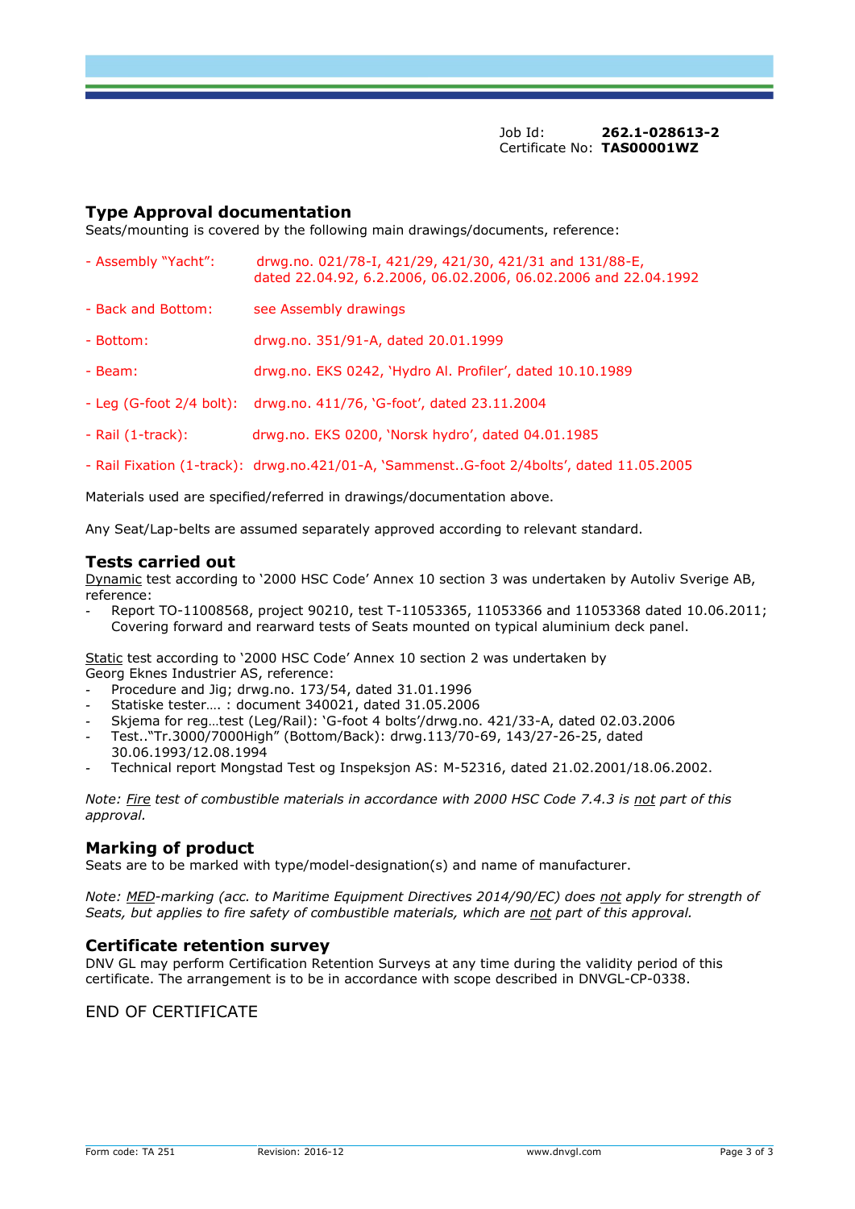Job Id: **262.1-028613-2**
Certificate No: **TAS00001WZ**

## Type Approval documentation

Seats/mounting is covered by the following main drawings/documents, reference:

- Assembly "Yacht": drwg.no. 021/78-I, 421/29, 421/30, 421/31 and 131/88-E, dated 22.04.92, 6.2.2006, 06.02.2006, 06.02.2006 and 22.04.1992
- Back and Bottom: see Assembly drawings
- Bottom: drwg.no. 351/91-A, dated 20.01.1999
- Beam: drwg.no. EKS 0242, 'Hydro Al. Profiler', dated 10.10.1989
- Leg (G-foot 2/4 bolt): drwg.no. 411/76, 'G-foot', dated 23.11.2004
- Rail (1-track): drwg.no. EKS 0200, 'Norsk hydro', dated 04.01.1985
- Rail Fixation (1-track): drwg.no.421/01-A, 'Sammenst..G-foot 2/4bolts', dated 11.05.2005

Materials used are specified/referred in drawings/documentation above.

Any Seat/Lap-belts are assumed separately approved according to relevant standard.

## Tests carried out

<u>Dynamic</u> test according to '2000 HSC Code' Annex 10 section 3 was undertaken by Autoliv Sverige AB, reference:

- Report TO-11008568, project 90210, test T-11053365, 11053366 and 11053368 dated 10.06.2011; Covering forward and rearward tests of Seats mounted on typical aluminium deck panel.

<u>Static</u> test according to '2000 HSC Code' Annex 10 section 2 was undertaken by Georg Eknes Industrier AS, reference:

- Procedure and Jig; drwg.no. 173/54, dated 31.01.1996
- Statiske tester…. : document 340021, dated 31.05.2006
- Skjema for reg…test (Leg/Rail): 'G-foot 4 bolts'/drwg.no. 421/33-A, dated 02.03.2006
- Test.."Tr.3000/7000High" (Bottom/Back): drwg.113/70-69, 143/27-26-25, dated 30.06.1993/12.08.1994
- Technical report Mongstad Test og Inspeksjon AS: M-52316, dated 21.02.2001/18.06.2002.

*Note: <u>Fire</u> test of combustible materials in accordance with 2000 HSC Code 7.4.3 is <u>not</u> part of this approval.*

## Marking of product

Seats are to be marked with type/model-designation(s) and name of manufacturer.

*Note: <u>MED</u>-marking (acc. to Maritime Equipment Directives 2014/90/EC) does <u>not</u> apply for strength of Seats, but applies to fire safety of combustible materials, which are <u>not</u> part of this approval.*

## Certificate retention survey

DNV GL may perform Certification Retention Surveys at any time during the validity period of this certificate. The arrangement is to be in accordance with scope described in DNVGL-CP-0338.

END OF CERTIFICATE